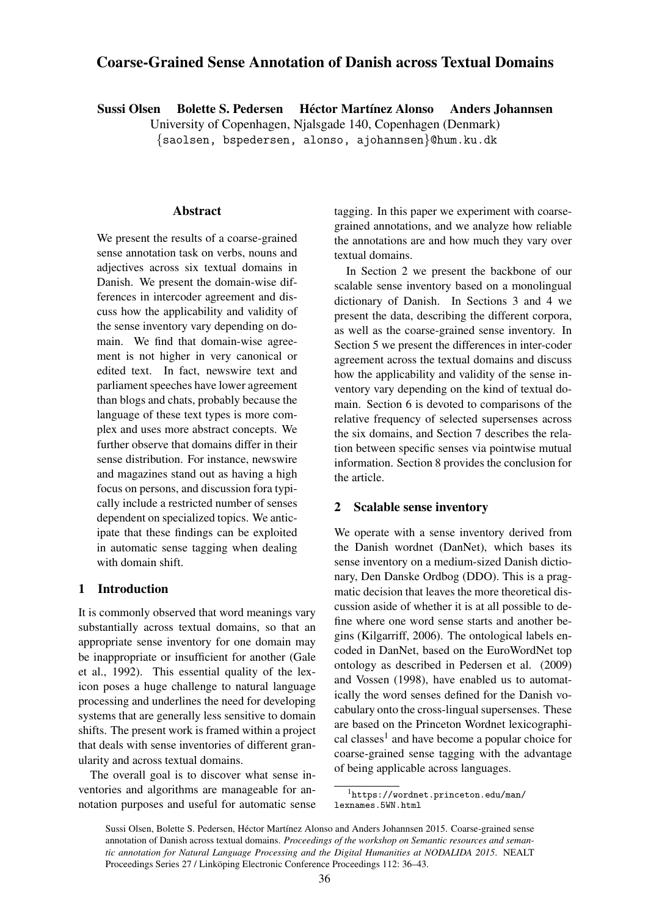# Coarse-Grained Sense Annotation of Danish across Textual Domains

**Sussi Olsen  Bolette S. Pedersen  Héctor Martínez Alonso  Anders Johannsen**

University of Copenhagen, Njalsgade 140, Copenhagen (Denmark)

{saolsen, bspedersen, alonso, ajohannsen}@hum.ku.dk

## Abstract

We present the results of a coarse-grained sense annotation task on verbs, nouns and adjectives across six textual domains in Danish. We present the domain-wise differences in intercoder agreement and discuss how the applicability and validity of the sense inventory vary depending on domain. We find that domain-wise agreement is not higher in very canonical or edited text. In fact, newswire text and parliament speeches have lower agreement than blogs and chats, probably because the language of these text types is more complex and uses more abstract concepts. We further observe that domains differ in their sense distribution. For instance, newswire and magazines stand out as having a high focus on persons, and discussion fora typically include a restricted number of senses dependent on specialized topics. We anticipate that these findings can be exploited in automatic sense tagging when dealing with domain shift.

## 1 Introduction

It is commonly observed that word meanings vary substantially across textual domains, so that an appropriate sense inventory for one domain may be inappropriate or insufficient for another (Gale et al., 1992). This essential quality of the lexicon poses a huge challenge to natural language processing and underlines the need for developing systems that are generally less sensitive to domain shifts. The present work is framed within a project that deals with sense inventories of different granularity and across textual domains.

The overall goal is to discover what sense inventories and algorithms are manageable for annotation purposes and useful for automatic sense tagging. In this paper we experiment with coarse-grained annotations, and we analyze how reliable the annotations are and how much they vary over textual domains.

In Section 2 we present the backbone of our scalable sense inventory based on a monolingual dictionary of Danish. In Sections 3 and 4 we present the data, describing the different corpora, as well as the coarse-grained sense inventory. In Section 5 we present the differences in inter-coder agreement across the textual domains and discuss how the applicability and validity of the sense inventory vary depending on the kind of textual domain. Section 6 is devoted to comparisons of the relative frequency of selected supersenses across the six domains, and Section 7 describes the relation between specific senses via pointwise mutual information. Section 8 provides the conclusion for the article.

## 2 Scalable sense inventory

We operate with a sense inventory derived from the Danish wordnet (DanNet), which bases its sense inventory on a medium-sized Danish dictionary, Den Danske Ordbog (DDO). This is a pragmatic decision that leaves the more theoretical discussion aside of whether it is at all possible to define where one word sense starts and another begins (Kilgarriff, 2006). The ontological labels encoded in DanNet, based on the EuroWordNet top ontology as described in Pedersen et al. (2009) and Vossen (1998), have enabled us to automatically the word senses defined for the Danish vocabulary onto the cross-lingual supersenses. These are based on the Princeton Wordnet lexicographical classes[1] and have become a popular choice for coarse-grained sense tagging with the advantage of being applicable across languages.

[1] https://wordnet.princeton.edu/man/lexnames.5WN.html

Sussi Olsen, Bolette S. Pedersen, Héctor Martínez Alonso and Anders Johannsen 2015. Coarse-grained sense annotation of Danish across textual domains. *Proceedings of the workshop on Semantic resources and semantic annotation for Natural Language Processing and the Digital Humanities at NODALIDA 2015*. NEALT Proceedings Series 27 / Linköping Electronic Conference Proceedings 112: 36–43.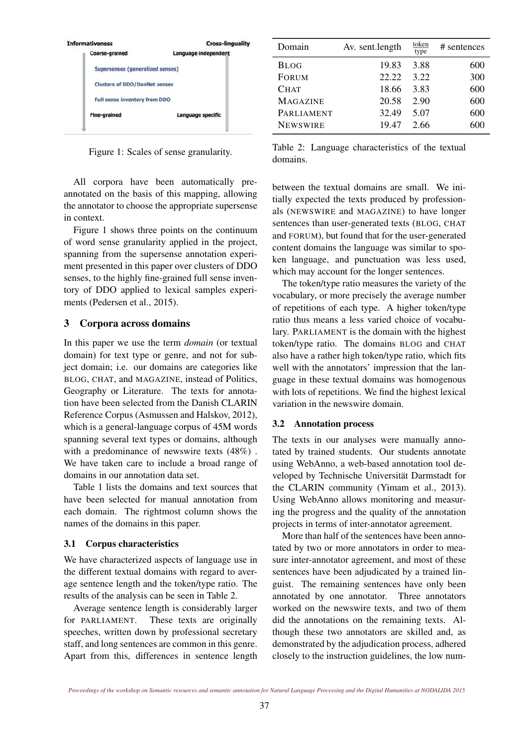Figure 1: Scales of sense granularity.

All corpora have been automatically pre-annotated on the basis of this mapping, allowing the annotator to choose the appropriate supersense in context.

Figure 1 shows three points on the continuum of word sense granularity applied in the project, spanning from the supersense annotation experiment presented in this paper over clusters of DDO senses, to the highly fine-grained full sense inventory of DDO applied to lexical samples experiments (Pedersen et al., 2015).

## 3 Corpora across domains

In this paper we use the term *domain* (or textual domain) for text type or genre, and not for subject domain; i.e. our domains are categories like BLOG, CHAT, and MAGAZINE, instead of Politics, Geography or Literature. The texts for annotation have been selected from the Danish CLARIN Reference Corpus (Asmussen and Halskov, 2012), which is a general-language corpus of 45M words spanning several text types or domains, although with a predominance of newswire texts (48%) . We have taken care to include a broad range of domains in our annotation data set.

Table 1 lists the domains and text sources that have been selected for manual annotation from each domain. The rightmost column shows the names of the domains in this paper.

### 3.1 Corpus characteristics

We have characterized aspects of language use in the different textual domains with regard to average sentence length and the token/type ratio. The results of the analysis can be seen in Table 2.

Average sentence length is considerably larger for PARLIAMENT. These texts are originally speeches, written down by professional secretary staff, and long sentences are common in this genre. Apart from this, differences in sentence length between the textual domains are small. We initially expected the texts produced by professionals (NEWSWIRE and MAGAZINE) to have longer sentences than user-generated texts (BLOG, CHAT and FORUM), but found that for the user-generated content domains the language was similar to spoken language, and punctuation was less used, which may account for the longer sentences.

| Domain | Av. sent.length | $\frac{\text{token}}{\text{type}}$ | # sentences |
|---|---|---|---|
| BLOG | 19.83 | 3.88 | 600 |
| FORUM | 22.22 | 3.22 | 300 |
| CHAT | 18.66 | 3.83 | 600 |
| MAGAZINE | 20.58 | 2.90 | 600 |
| PARLIAMENT | 32.49 | 5.07 | 600 |
| NEWSWIRE | 19.47 | 2.66 | 600 |

Table 2: Language characteristics of the textual domains.

The token/type ratio measures the variety of the vocabulary, or more precisely the average number of repetitions of each type. A higher token/type ratio thus means a less varied choice of vocabulary. PARLIAMENT is the domain with the highest token/type ratio. The domains BLOG and CHAT also have a rather high token/type ratio, which fits well with the annotators' impression that the language in these textual domains was homogenous with lots of repetitions. We find the highest lexical variation in the newswire domain.

### 3.2 Annotation process

The texts in our analyses were manually annotated by trained students. Our students annotate using WebAnno, a web-based annotation tool developed by Technische Universität Darmstadt for the CLARIN community (Yimam et al., 2013). Using WebAnno allows monitoring and measuring the progress and the quality of the annotation projects in terms of inter-annotator agreement.

More than half of the sentences have been annotated by two or more annotators in order to measure inter-annotator agreement, and most of these sentences have been adjudicated by a trained linguist. The remaining sentences have only been annotated by one annotator. Three annotators worked on the newswire texts, and two of them did the annotations on the remaining texts. Although these two annotators are skilled and, as demonstrated by the adjudication process, adhered closely to the instruction guidelines, the low num-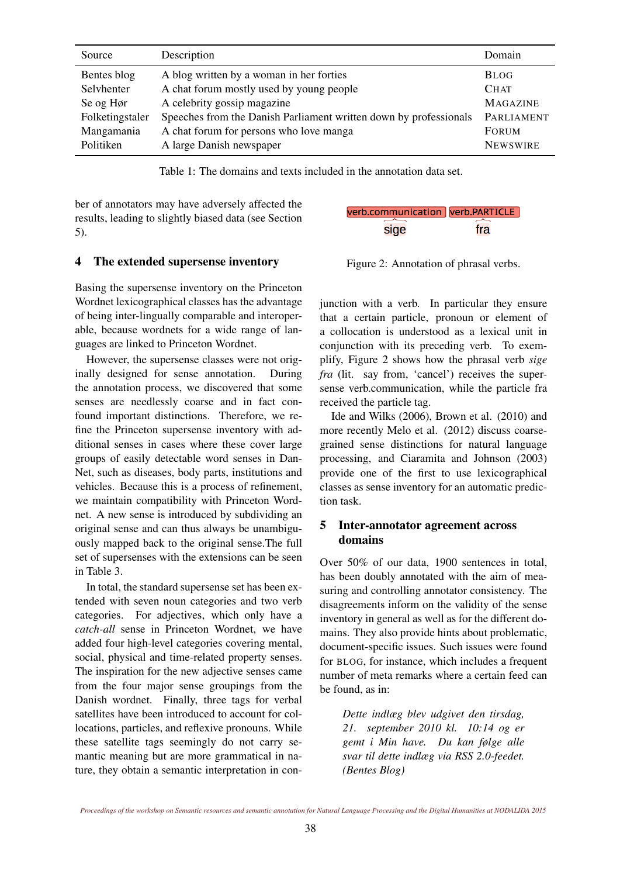| Source | Description | Domain |
|---|---|---|
| Bentes blog | A blog written by a woman in her forties | BLOG |
| Selvhenter | A chat forum mostly used by young people | CHAT |
| Se og Hør | A celebrity gossip magazine | MAGAZINE |
| Folketingstaler | Speeches from the Danish Parliament written down by professionals | PARLIAMENT |
| Mangamania | A chat forum for persons who love manga | FORUM |
| Politiken | A large Danish newspaper | NEWSWIRE |

Table 1: The domains and texts included in the annotation data set.

ber of annotators may have adversely affected the results, leading to slightly biased data (see Section 5).

## 4 The extended supersense inventory

Basing the supersense inventory on the Princeton Wordnet lexicographical classes has the advantage of being inter-lingually comparable and interoperable, because wordnets for a wide range of languages are linked to Princeton Wordnet.

However, the supersense classes were not originally designed for sense annotation. During the annotation process, we discovered that some senses are needlessly coarse and in fact confound important distinctions. Therefore, we refine the Princeton supersense inventory with additional senses in cases where these cover large groups of easily detectable word senses in DanNet, such as diseases, body parts, institutions and vehicles. Because this is a process of refinement, we maintain compatibility with Princeton Wordnet. A new sense is introduced by subdividing an original sense and can thus always be unambiguously mapped back to the original sense.The full set of supersenses with the extensions can be seen in Table 3.

In total, the standard supersense set has been extended with seven noun categories and two verb categories. For adjectives, which only have a *catch-all* sense in Princeton Wordnet, we have added four high-level categories covering mental, social, physical and time-related property senses. The inspiration for the new adjective senses came from the four major sense groupings from the Danish wordnet. Finally, three tags for verbal satellites have been introduced to account for collocations, particles, and reflexive pronouns. While these satellite tags seemingly do not carry semantic meaning but are more grammatical in nature, they obtain a semantic interpretation in conjunction with a verb. In particular they ensure that a certain particle, pronoun or element of a collocation is understood as a lexical unit in conjunction with its preceding verb. To exemplify, Figure 2 shows how the phrasal verb *sige fra* (lit. say from, 'cancel') receives the supersense verb.communication, while the particle fra received the particle tag.

verb.communication verb.PARTICLE
sige fra

Figure 2: Annotation of phrasal verbs.

Ide and Wilks (2006), Brown et al. (2010) and more recently Melo et al. (2012) discuss coarse-grained sense distinctions for natural language processing, and Ciaramita and Johnson (2003) provide one of the first to use lexicographical classes as sense inventory for an automatic prediction task.

## 5 Inter-annotator agreement across domains

Over 50% of our data, 1900 sentences in total, has been doubly annotated with the aim of measuring and controlling annotator consistency. The disagreements inform on the validity of the sense inventory in general as well as for the different domains. They also provide hints about problematic, document-specific issues. Such issues were found for BLOG, for instance, which includes a frequent number of meta remarks where a certain feed can be found, as in:

> *Dette indlæg blev udgivet den tirsdag, 21. september 2010 kl. 10:14 og er gemt i Min have. Du kan følge alle svar til dette indlæg via RSS 2.0-feedet. (Bentes Blog)*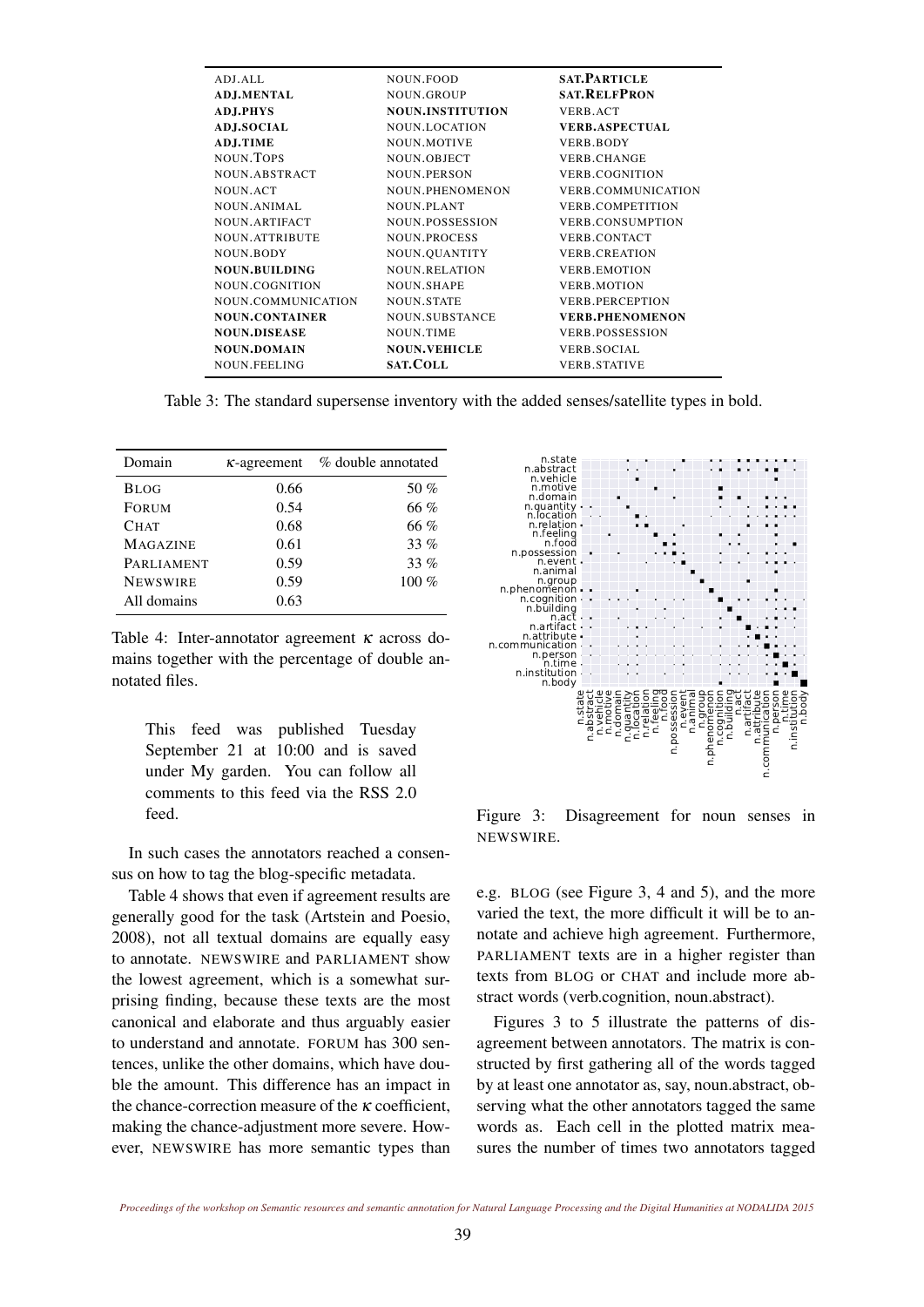| | | |
|---|---|---|
| ADJ.ALL | NOUN.FOOD | **SAT.PARTICLE** |
| **ADJ.MENTAL** | NOUN.GROUP | **SAT.RELFPRON** |
| **ADJ.PHYS** | **NOUN.INSTITUTION** | VERB.ACT |
| **ADJ.SOCIAL** | NOUN.LOCATION | **VERB.ASPECTUAL** |
| **ADJ.TIME** | NOUN.MOTIVE | VERB.BODY |
| NOUN.TOPS | NOUN.OBJECT | VERB.CHANGE |
| NOUN.ABSTRACT | NOUN.PERSON | VERB.COGNITION |
| NOUN.ACT | NOUN.PHENOMENON | VERB.COMMUNICATION |
| NOUN.ANIMAL | NOUN.PLANT | VERB.COMPETITION |
| NOUN.ARTIFACT | NOUN.POSSESSION | VERB.CONSUMPTION |
| NOUN.ATTRIBUTE | NOUN.PROCESS | VERB.CONTACT |
| NOUN.BODY | NOUN.QUANTITY | VERB.CREATION |
| **NOUN.BUILDING** | NOUN.RELATION | VERB.EMOTION |
| NOUN.COGNITION | NOUN.SHAPE | VERB.MOTION |
| NOUN.COMMUNICATION | NOUN.STATE | VERB.PERCEPTION |
| **NOUN.CONTAINER** | NOUN.SUBSTANCE | **VERB.PHENOMENON** |
| **NOUN.DISEASE** | NOUN.TIME | VERB.POSSESSION |
| **NOUN.DOMAIN** | **NOUN.VEHICLE** | VERB.SOCIAL |
| NOUN.FEELING | **SAT.COLL** | VERB.STATIVE |

Table 3: The standard supersense inventory with the added senses/satellite types in bold.

| Domain | $\kappa$-agreement | % double annotated |
|---|---|---|
| BLOG | 0.66 | 50 % |
| FORUM | 0.54 | 66 % |
| CHAT | 0.68 | 66 % |
| MAGAZINE | 0.61 | 33 % |
| PARLIAMENT | 0.59 | 33 % |
| NEWSWIRE | 0.59 | 100 % |
| All domains | 0.63 | |

Table 4: Inter-annotator agreement $\kappa$ across domains together with the percentage of double annotated files.

> This feed was published Tuesday September 21 at 10:00 and is saved under My garden. You can follow all comments to this feed via the RSS 2.0 feed.

In such cases the annotators reached a consensus on how to tag the blog-specific metadata.

Table 4 shows that even if agreement results are generally good for the task (Artstein and Poesio, 2008), not all textual domains are equally easy to annotate. NEWSWIRE and PARLIAMENT show the lowest agreement, which is a somewhat surprising finding, because these texts are the most canonical and elaborate and thus arguably easier to understand and annotate. FORUM has 300 sentences, unlike the other domains, which have double the amount. This difference has an impact in the chance-correction measure of the $\kappa$ coefficient, making the chance-adjustment more severe. However, NEWSWIRE has more semantic types than e.g. BLOG (see Figure 3, 4 and 5), and the more varied the text, the more difficult it will be to annotate and achieve high agreement. Furthermore, PARLIAMENT texts are in a higher register than texts from BLOG or CHAT and include more abstract words (verb.cognition, noun.abstract).

Figure 3: Disagreement for noun senses in NEWSWIRE.

Figures 3 to 5 illustrate the patterns of disagreement between annotators. The matrix is constructed by first gathering all of the words tagged by at least one annotator as, say, noun.abstract, observing what the other annotators tagged the same words as. Each cell in the plotted matrix measures the number of times two annotators tagged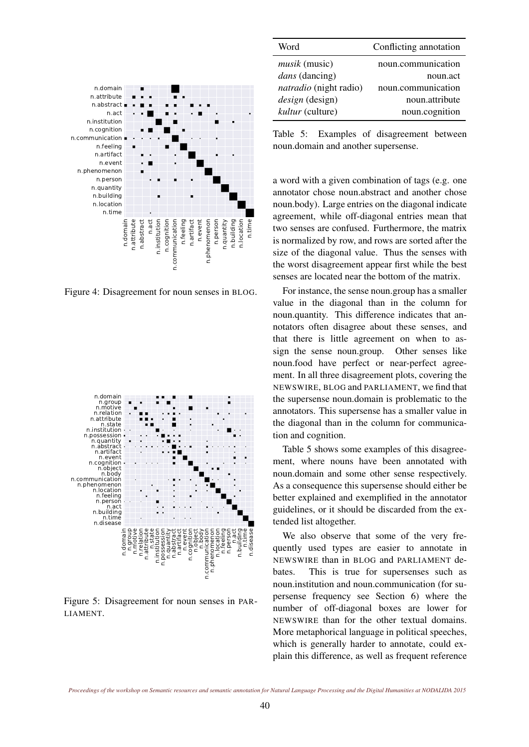Figure 4: Disagreement for noun senses in BLOG.

Figure 5: Disagreement for noun senses in PARLIAMENT.

| Word | Conflicting annotation |
|---|---|
| *musik* (music) | noun.communication |
| *dans* (dancing) | noun.act |
| *natradio* (night radio) | noun.communication |
| *design* (design) | noun.attribute |
| *kultur* (culture) | noun.cognition |

Table 5: Examples of disagreement between noun.domain and another supersense.

a word with a given combination of tags (e.g. one annotator chose noun.abstract and another chose noun.body). Large entries on the diagonal indicate agreement, while off-diagonal entries mean that two senses are confused. Furthermore, the matrix is normalized by row, and rows are sorted after the size of the diagonal value. Thus the senses with the worst disagreement appear first while the best senses are located near the bottom of the matrix.

For instance, the sense noun.group has a smaller value in the diagonal than in the column for noun.quantity. This difference indicates that annotators often disagree about these senses, and that there is little agreement on when to assign the sense noun.group. Other senses like noun.food have perfect or near-perfect agreement. In all three disagreement plots, covering the NEWSWIRE, BLOG and PARLIAMENT, we find that the supersense noun.domain is problematic to the annotators. This supersense has a smaller value in the diagonal than in the column for communication and cognition.

Table 5 shows some examples of this disagreement, where nouns have been annotated with noun.domain and some other sense respectively. As a consequence this supersense should either be better explained and exemplified in the annotator guidelines, or it should be discarded from the extended list altogether.

We also observe that some of the very frequently used types are easier to annotate in NEWSWIRE than in BLOG and PARLIAMENT debates. This is true for supersenses such as noun.institution and noun.communication (for supersense frequency see Section 6) where the number of off-diagonal boxes are lower for NEWSWIRE than for the other textual domains. More metaphorical language in political speeches, which is generally harder to annotate, could explain this difference, as well as frequent reference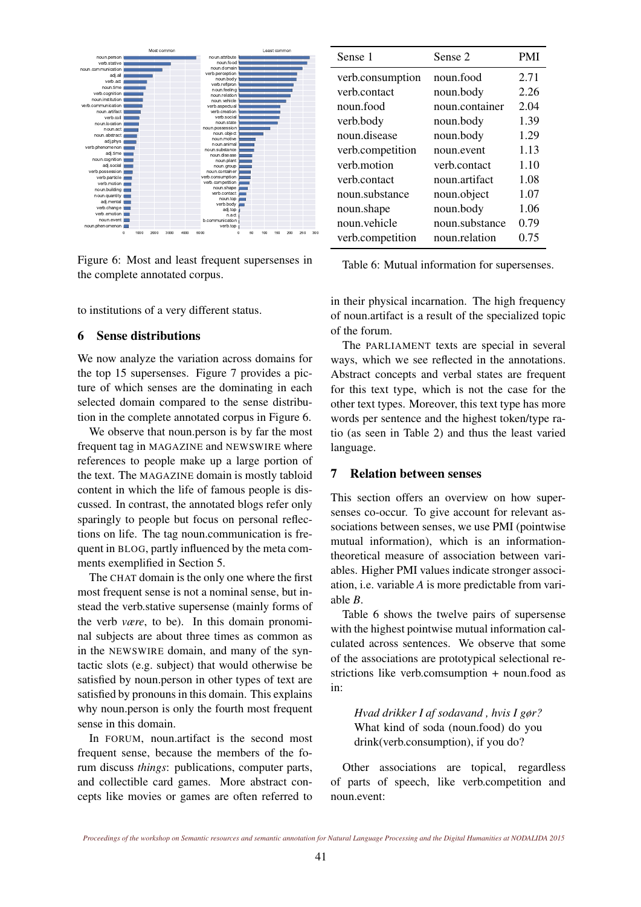Figure 6: Most and least frequent supersenses in the complete annotated corpus.

| Sense 1 | Sense 2 | PMI |
|---|---|---|
| verb.consumption | noun.food | 2.71 |
| verb.contact | noun.body | 2.26 |
| noun.food | noun.container | 2.04 |
| verb.body | noun.body | 1.39 |
| noun.disease | noun.body | 1.29 |
| verb.competition | noun.event | 1.13 |
| verb.motion | verb.contact | 1.10 |
| verb.contact | noun.artifact | 1.08 |
| noun.substance | noun.object | 1.07 |
| noun.shape | noun.body | 1.06 |
| noun.vehicle | noun.substance | 0.79 |
| verb.competition | noun.relation | 0.75 |

Table 6: Mutual information for supersenses.

to institutions of a very different status.

## 6 Sense distributions

We now analyze the variation across domains for the top 15 supersenses. Figure 7 provides a picture of which senses are the dominating in each selected domain compared to the sense distribution in the complete annotated corpus in Figure 6.

We observe that noun.person is by far the most frequent tag in MAGAZINE and NEWSWIRE where references to people make up a large portion of the text. The MAGAZINE domain is mostly tabloid content in which the life of famous people is discussed. In contrast, the annotated blogs refer only sparingly to people but focus on personal reflections on life. The tag noun.communication is frequent in BLOG, partly influenced by the meta comments exemplified in Section 5.

The CHAT domain is the only one where the first most frequent sense is not a nominal sense, but instead the verb.stative supersense (mainly forms of the verb *være*, to be). In this domain pronominal subjects are about three times as common as in the NEWSWIRE domain, and many of the syntactic slots (e.g. subject) that would otherwise be satisfied by noun.person in other types of text are satisfied by pronouns in this domain. This explains why noun.person is only the fourth most frequent sense in this domain.

In FORUM, noun.artifact is the second most frequent sense, because the members of the forum discuss *things*: publications, computer parts, and collectible card games. More abstract concepts like movies or games are often referred to in their physical incarnation. The high frequency of noun.artifact is a result of the specialized topic of the forum.

The PARLIAMENT texts are special in several ways, which we see reflected in the annotations. Abstract concepts and verbal states are frequent for this text type, which is not the case for the other text types. Moreover, this text type has more words per sentence and the highest token/type ratio (as seen in Table 2) and thus the least varied language.

## 7 Relation between senses

This section offers an overview on how supersenses co-occur. To give account for relevant associations between senses, we use PMI (pointwise mutual information), which is an information-theoretical measure of association between variables. Higher PMI values indicate stronger association, i.e. variable *A* is more predictable from variable *B*.

Table 6 shows the twelve pairs of supersense with the highest pointwise mutual information calculated across sentences. We observe that some of the associations are prototypical selectional restrictions like verb.comsumption + noun.food as in:

> *Hvad drikker I af sodavand , hvis I gør?*
> What kind of soda (noun.food) do you drink(verb.consumption), if you do?

Other associations are topical, regardless of parts of speech, like verb.competition and noun.event: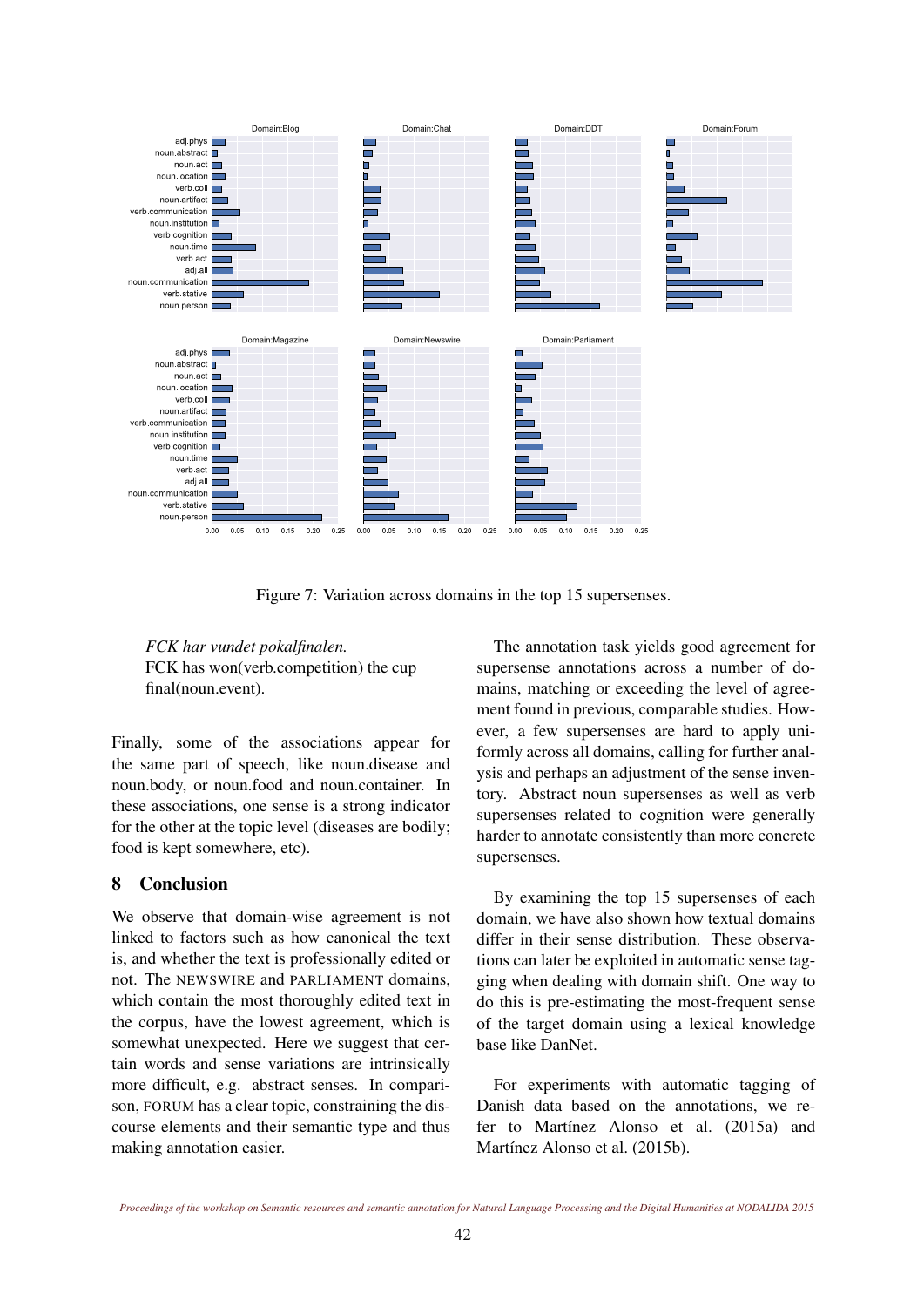Figure 7: Variation across domains in the top 15 supersenses.

*FCK har vundet pokalfinalen.*
FCK has won(verb.competition) the cup final(noun.event).

Finally, some of the associations appear for the same part of speech, like noun.disease and noun.body, or noun.food and noun.container. In these associations, one sense is a strong indicator for the other at the topic level (diseases are bodily; food is kept somewhere, etc).

## 8 Conclusion

We observe that domain-wise agreement is not linked to factors such as how canonical the text is, and whether the text is professionally edited or not. The NEWSWIRE and PARLIAMENT domains, which contain the most thoroughly edited text in the corpus, have the lowest agreement, which is somewhat unexpected. Here we suggest that certain words and sense variations are intrinsically more difficult, e.g. abstract senses. In comparison, FORUM has a clear topic, constraining the discourse elements and their semantic type and thus making annotation easier.

The annotation task yields good agreement for supersense annotations across a number of domains, matching or exceeding the level of agreement found in previous, comparable studies. However, a few supersenses are hard to apply uniformly across all domains, calling for further analysis and perhaps an adjustment of the sense inventory. Abstract noun supersenses as well as verb supersenses related to cognition were generally harder to annotate consistently than more concrete supersenses.

By examining the top 15 supersenses of each domain, we have also shown how textual domains differ in their sense distribution. These observations can later be exploited in automatic sense tagging when dealing with domain shift. One way to do this is pre-estimating the most-frequent sense of the target domain using a lexical knowledge base like DanNet.

For experiments with automatic tagging of Danish data based on the annotations, we refer to Martínez Alonso et al. (2015a) and Martínez Alonso et al. (2015b).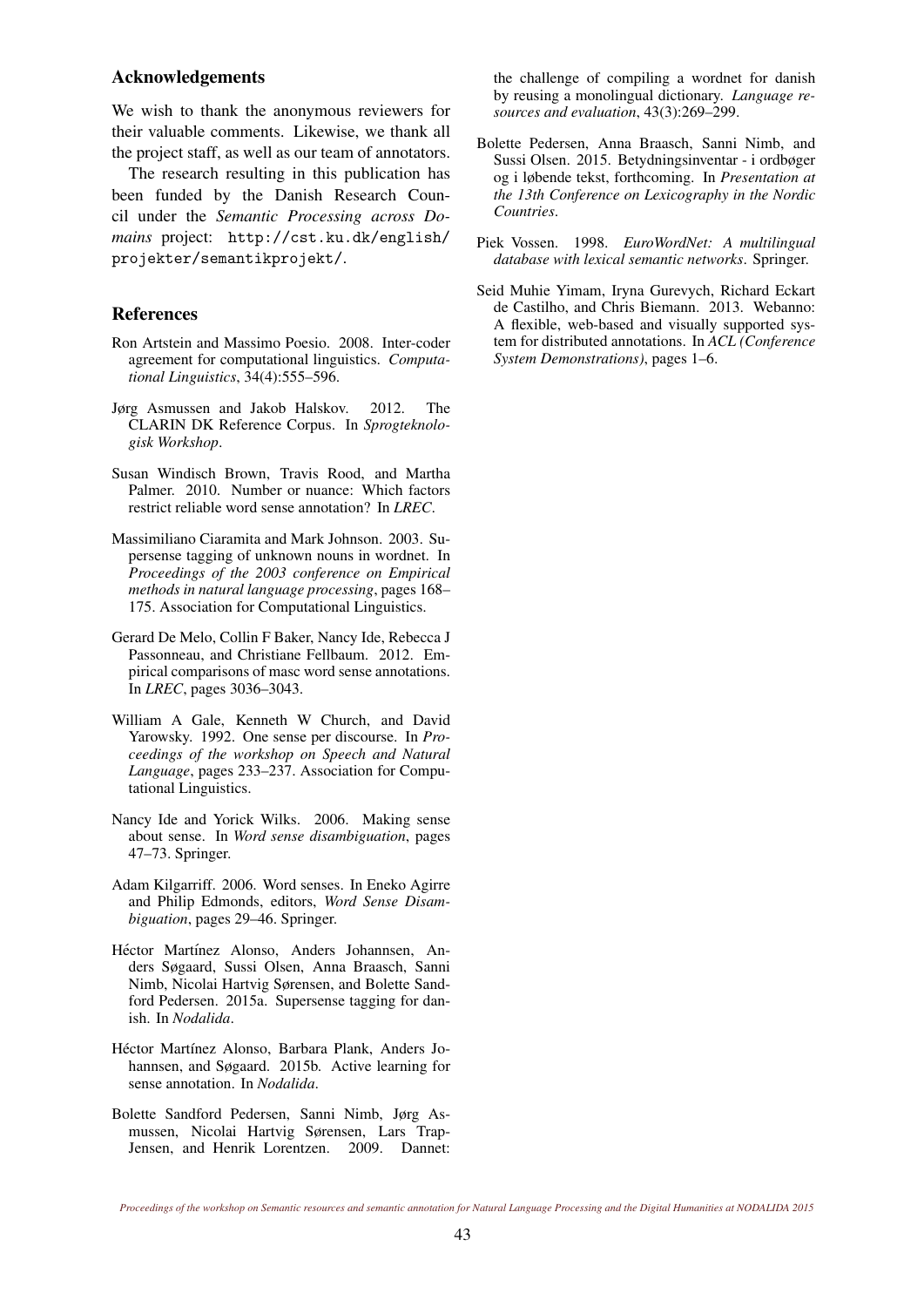## Acknowledgements

We wish to thank the anonymous reviewers for their valuable comments. Likewise, we thank all the project staff, as well as our team of annotators.

The research resulting in this publication has been funded by the Danish Research Council under the *Semantic Processing across Domains* project: http://cst.ku.dk/english/projekter/semantikprojekt/.

## References

Ron Artstein and Massimo Poesio. 2008. Inter-coder agreement for computational linguistics. *Computational Linguistics*, 34(4):555–596.

Jørg Asmussen and Jakob Halskov. 2012. The CLARIN DK Reference Corpus. In *Sprogteknologisk Workshop*.

Susan Windisch Brown, Travis Rood, and Martha Palmer. 2010. Number or nuance: Which factors restrict reliable word sense annotation? In *LREC*.

Massimiliano Ciaramita and Mark Johnson. 2003. Supersense tagging of unknown nouns in wordnet. In *Proceedings of the 2003 conference on Empirical methods in natural language processing*, pages 168–175. Association for Computational Linguistics.

Gerard De Melo, Collin F Baker, Nancy Ide, Rebecca J Passonneau, and Christiane Fellbaum. 2012. Empirical comparisons of masc word sense annotations. In *LREC*, pages 3036–3043.

William A Gale, Kenneth W Church, and David Yarowsky. 1992. One sense per discourse. In *Proceedings of the workshop on Speech and Natural Language*, pages 233–237. Association for Computational Linguistics.

Nancy Ide and Yorick Wilks. 2006. Making sense about sense. In *Word sense disambiguation*, pages 47–73. Springer.

Adam Kilgarriff. 2006. Word senses. In Eneko Agirre and Philip Edmonds, editors, *Word Sense Disambiguation*, pages 29–46. Springer.

Héctor Martínez Alonso, Anders Johannsen, Anders Søgaard, Sussi Olsen, Anna Braasch, Sanni Nimb, Nicolai Hartvig Sørensen, and Bolette Sandford Pedersen. 2015a. Supersense tagging for danish. In *Nodalida*.

Héctor Martínez Alonso, Barbara Plank, Anders Johannsen, and Søgaard. 2015b. Active learning for sense annotation. In *Nodalida*.

Bolette Sandford Pedersen, Sanni Nimb, Jørg Asmussen, Nicolai Hartvig Sørensen, Lars Trap-Jensen, and Henrik Lorentzen. 2009. Dannet: the challenge of compiling a wordnet for danish by reusing a monolingual dictionary. *Language resources and evaluation*, 43(3):269–299.

Bolette Pedersen, Anna Braasch, Sanni Nimb, and Sussi Olsen. 2015. Betydningsinventar - i ordbøger og i løbende tekst, forthcoming. In *Presentation at the 13th Conference on Lexicography in the Nordic Countries*.

Piek Vossen. 1998. *EuroWordNet: A multilingual database with lexical semantic networks*. Springer.

Seid Muhie Yimam, Iryna Gurevych, Richard Eckart de Castilho, and Chris Biemann. 2013. Webanno: A flexible, web-based and visually supported system for distributed annotations. In *ACL (Conference System Demonstrations)*, pages 1–6.